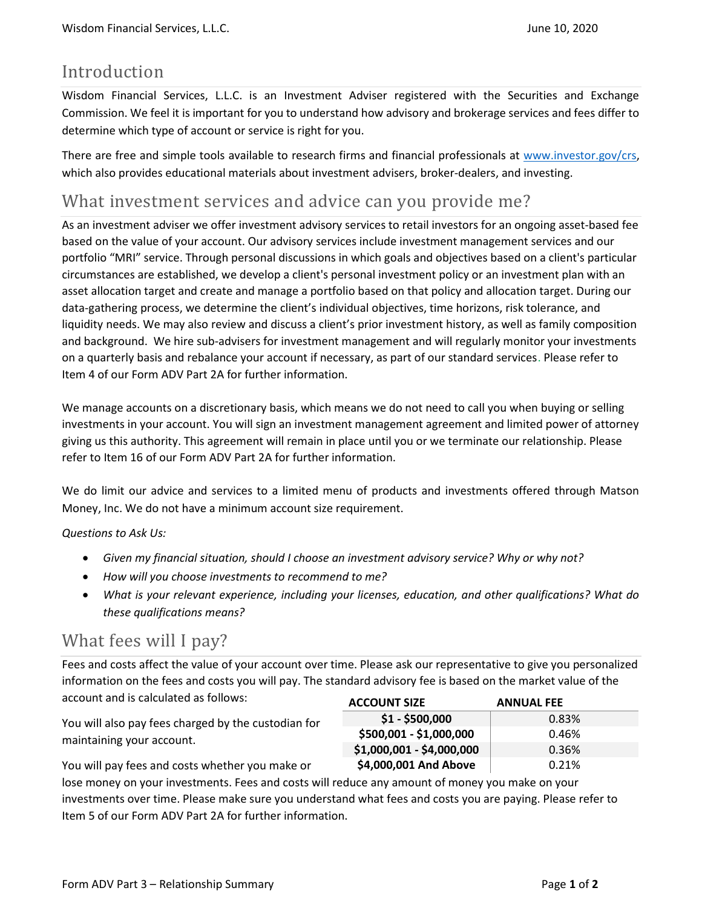## Introduction

Wisdom Financial Services, L.L.C. is an Investment Adviser registered with the Securities and Exchange Commission. We feel it is important for you to understand how advisory and brokerage services and fees differ to determine which type of account or service is right for you.

There are free and simple tools available to research firms and financial professionals at www.investor.gov/crs, which also provides educational materials about investment advisers, broker-dealers, and investing.

## What investment services and advice can you provide me?

As an investment adviser we offer investment advisory services to retail investors for an ongoing asset-based fee based on the value of your account. Our advisory services include investment management services and our portfolio "MRI" service. Through personal discussions in which goals and objectives based on a client's particular circumstances are established, we develop a client's personal investment policy or an investment plan with an asset allocation target and create and manage a portfolio based on that policy and allocation target. During our data-gathering process, we determine the client's individual objectives, time horizons, risk tolerance, and liquidity needs. We may also review and discuss a client's prior investment history, as well as family composition and background. We hire sub-advisers for investment management and will regularly monitor your investments on a quarterly basis and rebalance your account if necessary, as part of our standard services. Please refer to Item 4 of our Form ADV Part 2A for further information.

We manage accounts on a discretionary basis, which means we do not need to call you when buying or selling investments in your account. You will sign an investment management agreement and limited power of attorney giving us this authority. This agreement will remain in place until you or we terminate our relationship. Please refer to Item 16 of our Form ADV Part 2A for further information.

We do limit our advice and services to a limited menu of products and investments offered through Matson Money, Inc. We do not have a minimum account size requirement.

*Questions to Ask Us:*

- *Given my financial situation, should I choose an investment advisory service? Why or why not?*
- *How will you choose investments to recommend to me?*
- *What is your relevant experience, including your licenses, education, and other qualifications? What do these qualifications means?*

## What fees will I pay?

Fees and costs affect the value of your account over time. Please ask our representative to give you personalized information on the fees and costs you will pay. The standard advisory fee is based on the market value of the account and is calculated as follows:

| ACCOUNT SIZE | ANNUAL FEE |
|---|---|
| **$1 - $500,000** | 0.83% |
| **$500,001 - $1,000,000** | 0.46% |
| **$1,000,001 - $4,000,000** | 0.36% |
| **$4,000,001 And Above** | 0.21% |

You will also pay fees charged by the custodian for maintaining your account.

You will pay fees and costs whether you make or lose money on your investments. Fees and costs will reduce any amount of money you make on your investments over time. Please make sure you understand what fees and costs you are paying. Please refer to Item 5 of our Form ADV Part 2A for further information.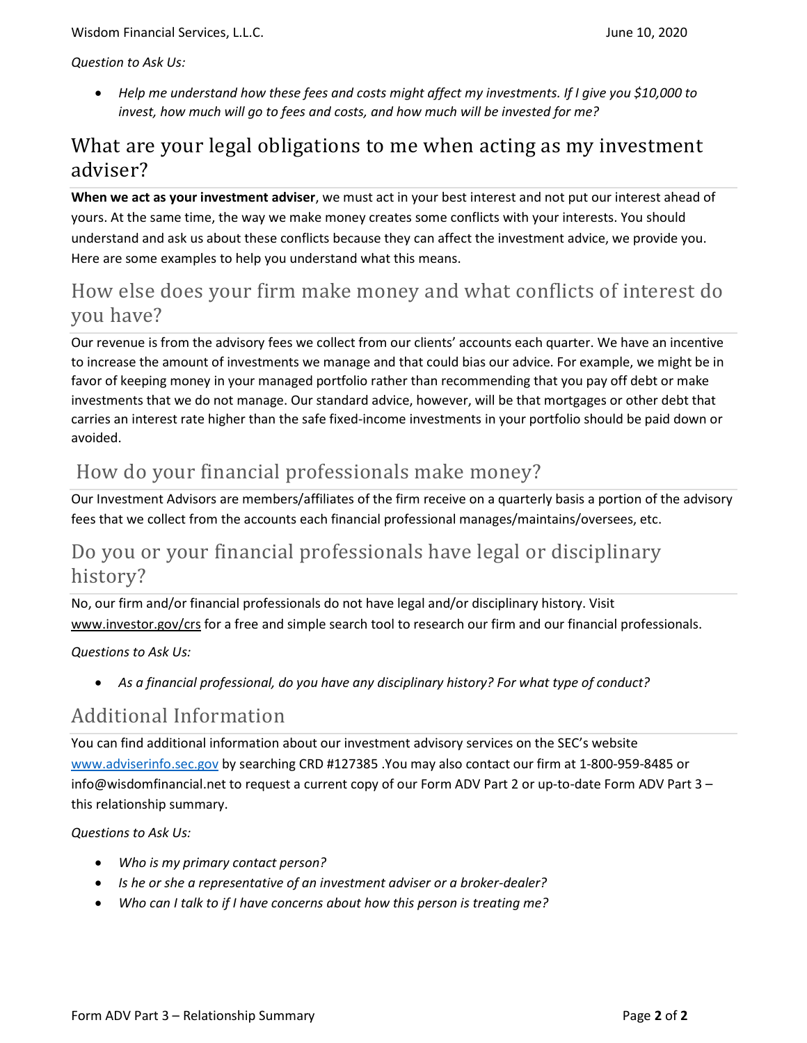*Question to Ask Us:*

- *Help me understand how these fees and costs might affect my investments. If I give you $10,000 to invest, how much will go to fees and costs, and how much will be invested for me?*

## What are your legal obligations to me when acting as my investment adviser?

**When we act as your investment adviser**, we must act in your best interest and not put our interest ahead of yours. At the same time, the way we make money creates some conflicts with your interests. You should understand and ask us about these conflicts because they can affect the investment advice, we provide you. Here are some examples to help you understand what this means.

## How else does your firm make money and what conflicts of interest do you have?

Our revenue is from the advisory fees we collect from our clients' accounts each quarter. We have an incentive to increase the amount of investments we manage and that could bias our advice. For example, we might be in favor of keeping money in your managed portfolio rather than recommending that you pay off debt or make investments that we do not manage. Our standard advice, however, will be that mortgages or other debt that carries an interest rate higher than the safe fixed-income investments in your portfolio should be paid down or avoided.

## How do your financial professionals make money?

Our Investment Advisors are members/affiliates of the firm receive on a quarterly basis a portion of the advisory fees that we collect from the accounts each financial professional manages/maintains/oversees, etc.

## Do you or your financial professionals have legal or disciplinary history?

No, our firm and/or financial professionals do not have legal and/or disciplinary history. Visit www.investor.gov/crs for a free and simple search tool to research our firm and our financial professionals.

*Questions to Ask Us:*

- *As a financial professional, do you have any disciplinary history? For what type of conduct?*

## Additional Information

You can find additional information about our investment advisory services on the SEC's website www.adviserinfo.sec.gov by searching CRD #127385 .You may also contact our firm at 1-800-959-8485 or info@wisdomfinancial.net to request a current copy of our Form ADV Part 2 or up-to-date Form ADV Part 3 – this relationship summary.

*Questions to Ask Us:*

- *Who is my primary contact person?*
- *Is he or she a representative of an investment adviser or a broker-dealer?*
- *Who can I talk to if I have concerns about how this person is treating me?*